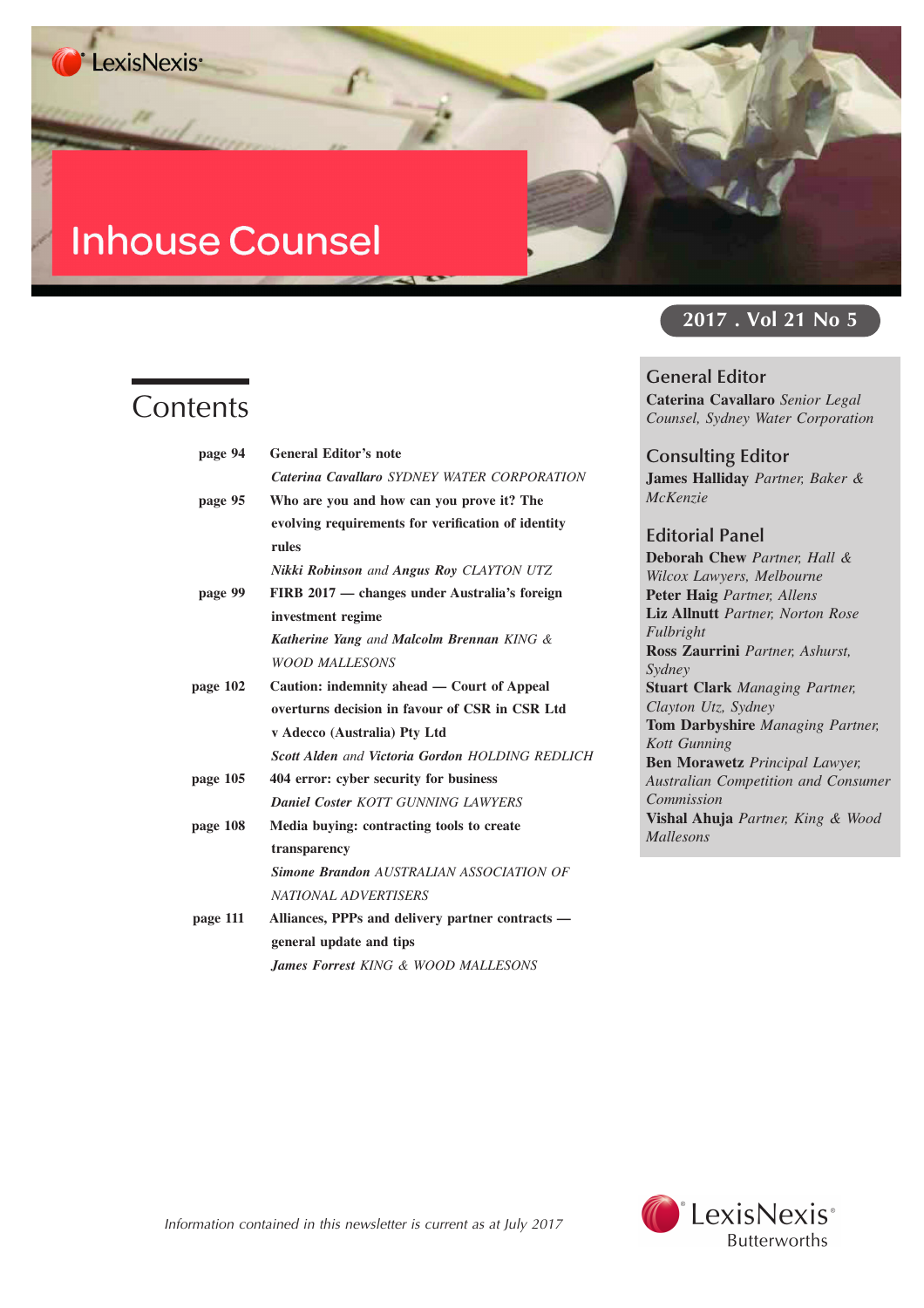# Inhouse Counsel

2017 . Vol 21 No 5

## Contents

page 94 **General Editor's note**
*Caterina Cavallaro SYDNEY WATER CORPORATION*

page 95 **Who are you and how can you prove it? The evolving requirements for verification of identity rules**
***Nikki Robinson*** *and* ***Angus Roy*** *CLAYTON UTZ*

page 99 **FIRB 2017 — changes under Australia's foreign investment regime**
***Katherine Yang*** *and* ***Malcolm Brennan*** *KING & WOOD MALLESONS*

page 102 **Caution: indemnity ahead — Court of Appeal overturns decision in favour of CSR in CSR Ltd v Adecco (Australia) Pty Ltd**
***Scott Alden*** *and* ***Victoria Gordon*** *HOLDING REDLICH*

page 105 **404 error: cyber security for business**
***Daniel Coster*** *KOTT GUNNING LAWYERS*

page 108 **Media buying: contracting tools to create transparency**
***Simone Brandon*** *AUSTRALIAN ASSOCIATION OF NATIONAL ADVERTISERS*

page 111 **Alliances, PPPs and delivery partner contracts — general update and tips**
***James Forrest*** *KING & WOOD MALLESONS*

## General Editor

**Caterina Cavallaro** *Senior Legal Counsel, Sydney Water Corporation*

## Consulting Editor

**James Halliday** *Partner, Baker & McKenzie*

## Editorial Panel

**Deborah Chew** *Partner, Hall & Wilcox Lawyers, Melbourne*
**Peter Haig** *Partner, Allens*
**Liz Allnutt** *Partner, Norton Rose Fulbright*
**Ross Zaurrini** *Partner, Ashurst, Sydney*
**Stuart Clark** *Managing Partner, Clayton Utz, Sydney*
**Tom Darbyshire** *Managing Partner, Kott Gunning*
**Ben Morawetz** *Principal Lawyer, Australian Competition and Consumer Commission*
**Vishal Ahuja** *Partner, King & Wood Mallesons*

*Information contained in this newsletter is current as at July 2017*

LexisNexis® Butterworths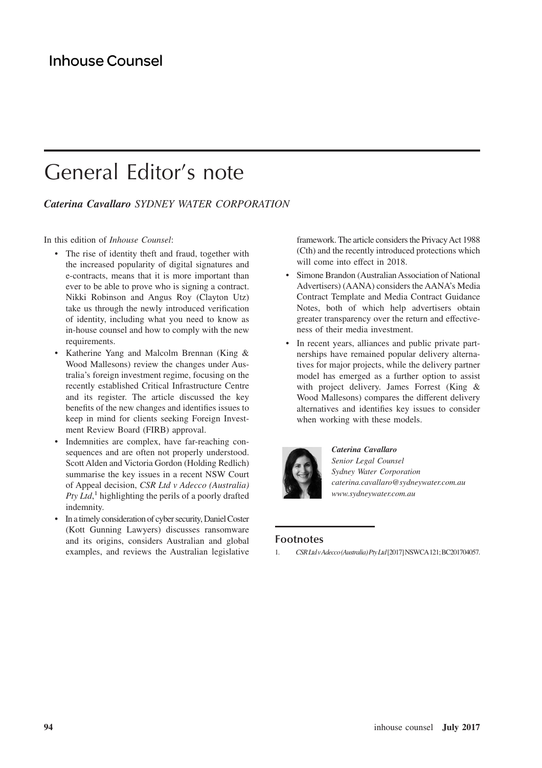# General Editor's note

***Caterina Cavallaro*** *SYDNEY WATER CORPORATION*

In this edition of *Inhouse Counsel*:

- The rise of identity theft and fraud, together with the increased popularity of digital signatures and e-contracts, means that it is more important than ever to be able to prove who is signing a contract. Nikki Robinson and Angus Roy (Clayton Utz) take us through the newly introduced verification of identity, including what you need to know as in-house counsel and how to comply with the new requirements.
- Katherine Yang and Malcolm Brennan (King & Wood Mallesons) review the changes under Australia's foreign investment regime, focusing on the recently established Critical Infrastructure Centre and its register. The article discussed the key benefits of the new changes and identifies issues to keep in mind for clients seeking Foreign Investment Review Board (FIRB) approval.
- Indemnities are complex, have far-reaching consequences and are often not properly understood. Scott Alden and Victoria Gordon (Holding Redlich) summarise the key issues in a recent NSW Court of Appeal decision, *CSR Ltd v Adecco (Australia) Pty Ltd*,[1] highlighting the perils of a poorly drafted indemnity.
- In a timely consideration of cyber security, Daniel Coster (Kott Gunning Lawyers) discusses ransomware and its origins, considers Australian and global examples, and reviews the Australian legislative framework. The article considers the Privacy Act 1988 (Cth) and the recently introduced protections which will come into effect in 2018.
- Simone Brandon (Australian Association of National Advertisers) (AANA) considers the AANA's Media Contract Template and Media Contract Guidance Notes, both of which help advertisers obtain greater transparency over the return and effectiveness of their media investment.
- In recent years, alliances and public private partnerships have remained popular delivery alternatives for major projects, while the delivery partner model has emerged as a further option to assist with project delivery. James Forrest (King & Wood Mallesons) compares the different delivery alternatives and identifies key issues to consider when working with these models.

***Caterina Cavallaro***
*Senior Legal Counsel*
*Sydney Water Corporation*
*caterina.cavallaro@sydneywater.com.au*
*www.sydneywater.com.au*

## Footnotes

1. *CSR Ltd v Adecco (Australia) Pty Ltd* [2017] NSWCA 121; BC201704057.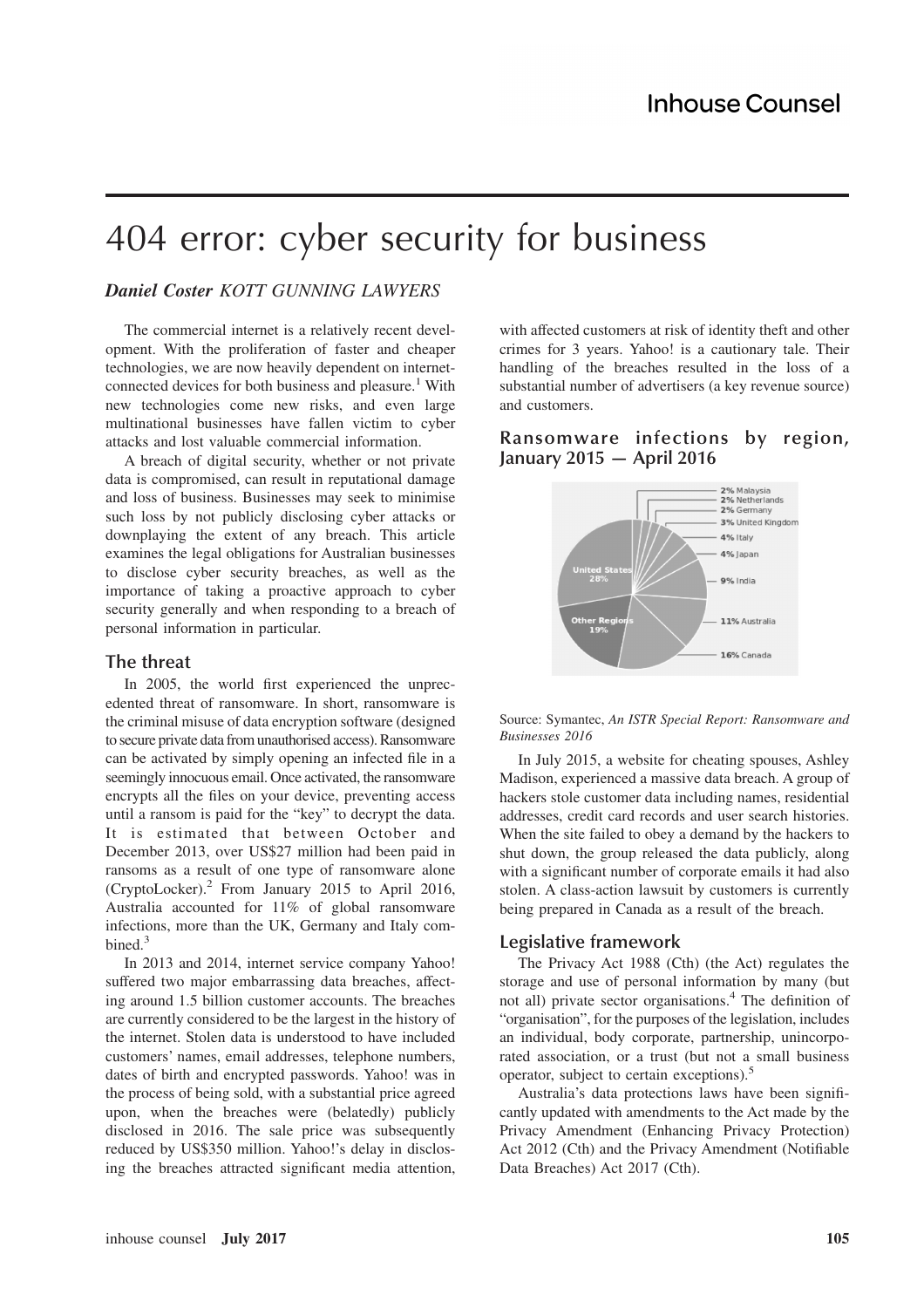# 404 error: cyber security for business

***Daniel Coster*** *KOTT GUNNING LAWYERS*

The commercial internet is a relatively recent development. With the proliferation of faster and cheaper technologies, we are now heavily dependent on internet-connected devices for both business and pleasure.[1] With new technologies come new risks, and even large multinational businesses have fallen victim to cyber attacks and lost valuable commercial information.

A breach of digital security, whether or not private data is compromised, can result in reputational damage and loss of business. Businesses may seek to minimise such loss by not publicly disclosing cyber attacks or downplaying the extent of any breach. This article examines the legal obligations for Australian businesses to disclose cyber security breaches, as well as the importance of taking a proactive approach to cyber security generally and when responding to a breach of personal information in particular.

## The threat

In 2005, the world first experienced the unprecedented threat of ransomware. In short, ransomware is the criminal misuse of data encryption software (designed to secure private data from unauthorised access). Ransomware can be activated by simply opening an infected file in a seemingly innocuous email. Once activated, the ransomware encrypts all the files on your device, preventing access until a ransom is paid for the "key" to decrypt the data. It is estimated that between October and December 2013, over US$27 million had been paid in ransoms as a result of one type of ransomware alone (CryptoLocker).[2] From January 2015 to April 2016, Australia accounted for 11% of global ransomware infections, more than the UK, Germany and Italy combined.[3]

In 2013 and 2014, internet service company Yahoo! suffered two major embarrassing data breaches, affecting around 1.5 billion customer accounts. The breaches are currently considered to be the largest in the history of the internet. Stolen data is understood to have included customers' names, email addresses, telephone numbers, dates of birth and encrypted passwords. Yahoo! was in the process of being sold, with a substantial price agreed upon, when the breaches were (belatedly) publicly disclosed in 2016. The sale price was subsequently reduced by US$350 million. Yahoo!'s delay in disclosing the breaches attracted significant media attention, with affected customers at risk of identity theft and other crimes for 3 years. Yahoo! is a cautionary tale. Their handling of the breaches resulted in the loss of a substantial number of advertisers (a key revenue source) and customers.

## Ransomware infections by region, January 2015 — April 2016

Source: Symantec, *An ISTR Special Report: Ransomware and Businesses 2016*

In July 2015, a website for cheating spouses, Ashley Madison, experienced a massive data breach. A group of hackers stole customer data including names, residential addresses, credit card records and user search histories. When the site failed to obey a demand by the hackers to shut down, the group released the data publicly, along with a significant number of corporate emails it had also stolen. A class-action lawsuit by customers is currently being prepared in Canada as a result of the breach.

## Legislative framework

The Privacy Act 1988 (Cth) (the Act) regulates the storage and use of personal information by many (but not all) private sector organisations.[4] The definition of "organisation", for the purposes of the legislation, includes an individual, body corporate, partnership, unincorporated association, or a trust (but not a small business operator, subject to certain exceptions).[5]

Australia's data protections laws have been significantly updated with amendments to the Act made by the Privacy Amendment (Enhancing Privacy Protection) Act 2012 (Cth) and the Privacy Amendment (Notifiable Data Breaches) Act 2017 (Cth).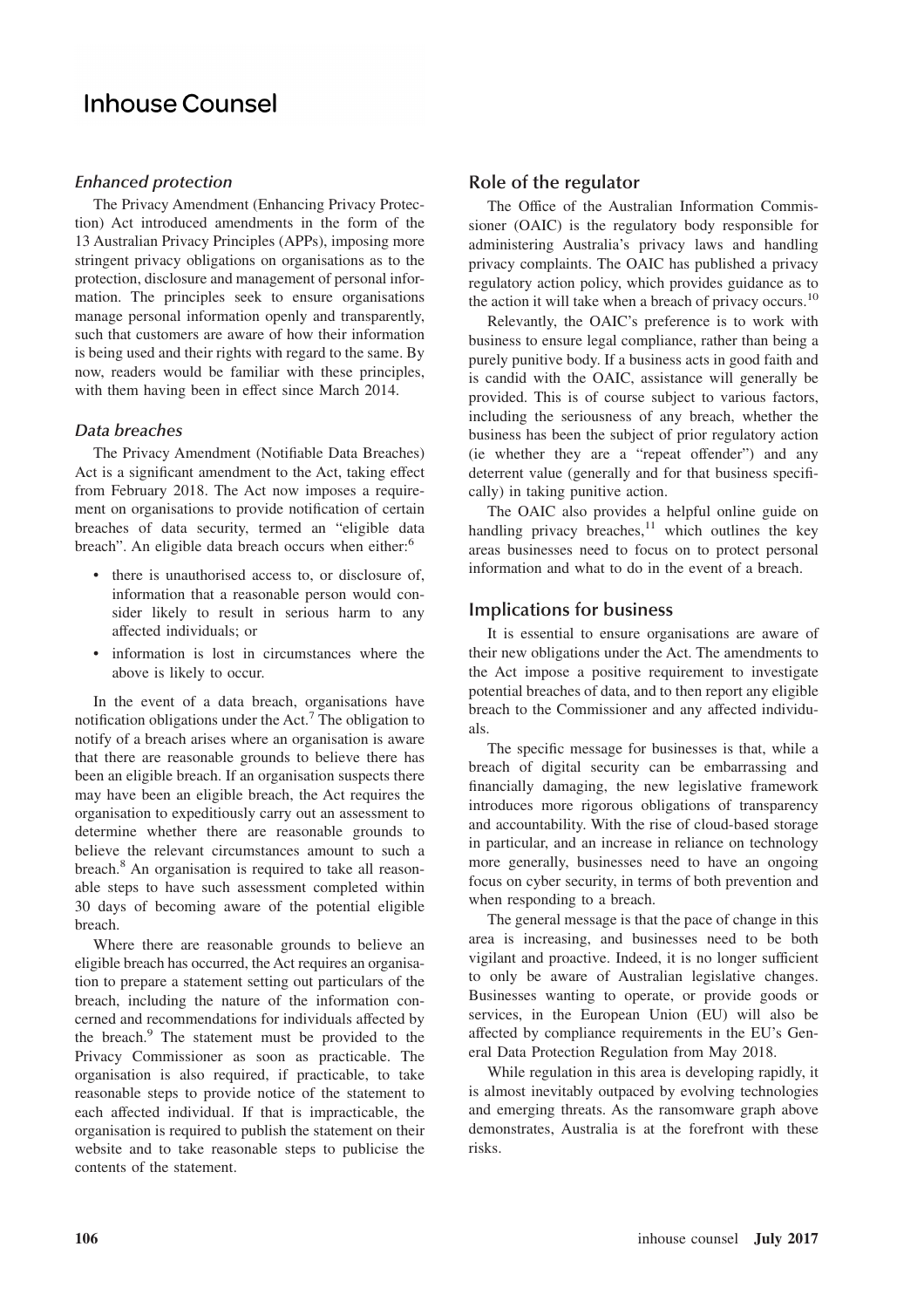### Enhanced protection

The Privacy Amendment (Enhancing Privacy Protection) Act introduced amendments in the form of the 13 Australian Privacy Principles (APPs), imposing more stringent privacy obligations on organisations as to the protection, disclosure and management of personal information. The principles seek to ensure organisations manage personal information openly and transparently, such that customers are aware of how their information is being used and their rights with regard to the same. By now, readers would be familiar with these principles, with them having been in effect since March 2014.

### Data breaches

The Privacy Amendment (Notifiable Data Breaches) Act is a significant amendment to the Act, taking effect from February 2018. The Act now imposes a requirement on organisations to provide notification of certain breaches of data security, termed an "eligible data breach". An eligible data breach occurs when either:[6]

- there is unauthorised access to, or disclosure of, information that a reasonable person would consider likely to result in serious harm to any affected individuals; or
- information is lost in circumstances where the above is likely to occur.

In the event of a data breach, organisations have notification obligations under the Act.[7] The obligation to notify of a breach arises where an organisation is aware that there are reasonable grounds to believe there has been an eligible breach. If an organisation suspects there may have been an eligible breach, the Act requires the organisation to expeditiously carry out an assessment to determine whether there are reasonable grounds to believe the relevant circumstances amount to such a breach.[8] An organisation is required to take all reasonable steps to have such assessment completed within 30 days of becoming aware of the potential eligible breach.

Where there are reasonable grounds to believe an eligible breach has occurred, the Act requires an organisation to prepare a statement setting out particulars of the breach, including the nature of the information concerned and recommendations for individuals affected by the breach.[9] The statement must be provided to the Privacy Commissioner as soon as practicable. The organisation is also required, if practicable, to take reasonable steps to provide notice of the statement to each affected individual. If that is impracticable, the organisation is required to publish the statement on their website and to take reasonable steps to publicise the contents of the statement.

## Role of the regulator

The Office of the Australian Information Commissioner (OAIC) is the regulatory body responsible for administering Australia's privacy laws and handling privacy complaints. The OAIC has published a privacy regulatory action policy, which provides guidance as to the action it will take when a breach of privacy occurs.[10]

Relevantly, the OAIC's preference is to work with business to ensure legal compliance, rather than being a purely punitive body. If a business acts in good faith and is candid with the OAIC, assistance will generally be provided. This is of course subject to various factors, including the seriousness of any breach, whether the business has been the subject of prior regulatory action (ie whether they are a "repeat offender") and any deterrent value (generally and for that business specifically) in taking punitive action.

The OAIC also provides a helpful online guide on handling privacy breaches,[11] which outlines the key areas businesses need to focus on to protect personal information and what to do in the event of a breach.

## Implications for business

It is essential to ensure organisations are aware of their new obligations under the Act. The amendments to the Act impose a positive requirement to investigate potential breaches of data, and to then report any eligible breach to the Commissioner and any affected individuals.

The specific message for businesses is that, while a breach of digital security can be embarrassing and financially damaging, the new legislative framework introduces more rigorous obligations of transparency and accountability. With the rise of cloud-based storage in particular, and an increase in reliance on technology more generally, businesses need to have an ongoing focus on cyber security, in terms of both prevention and when responding to a breach.

The general message is that the pace of change in this area is increasing, and businesses need to be both vigilant and proactive. Indeed, it is no longer sufficient to only be aware of Australian legislative changes. Businesses wanting to operate, or provide goods or services, in the European Union (EU) will also be affected by compliance requirements in the EU's General Data Protection Regulation from May 2018.

While regulation in this area is developing rapidly, it is almost inevitably outpaced by evolving technologies and emerging threats. As the ransomware graph above demonstrates, Australia is at the forefront with these risks.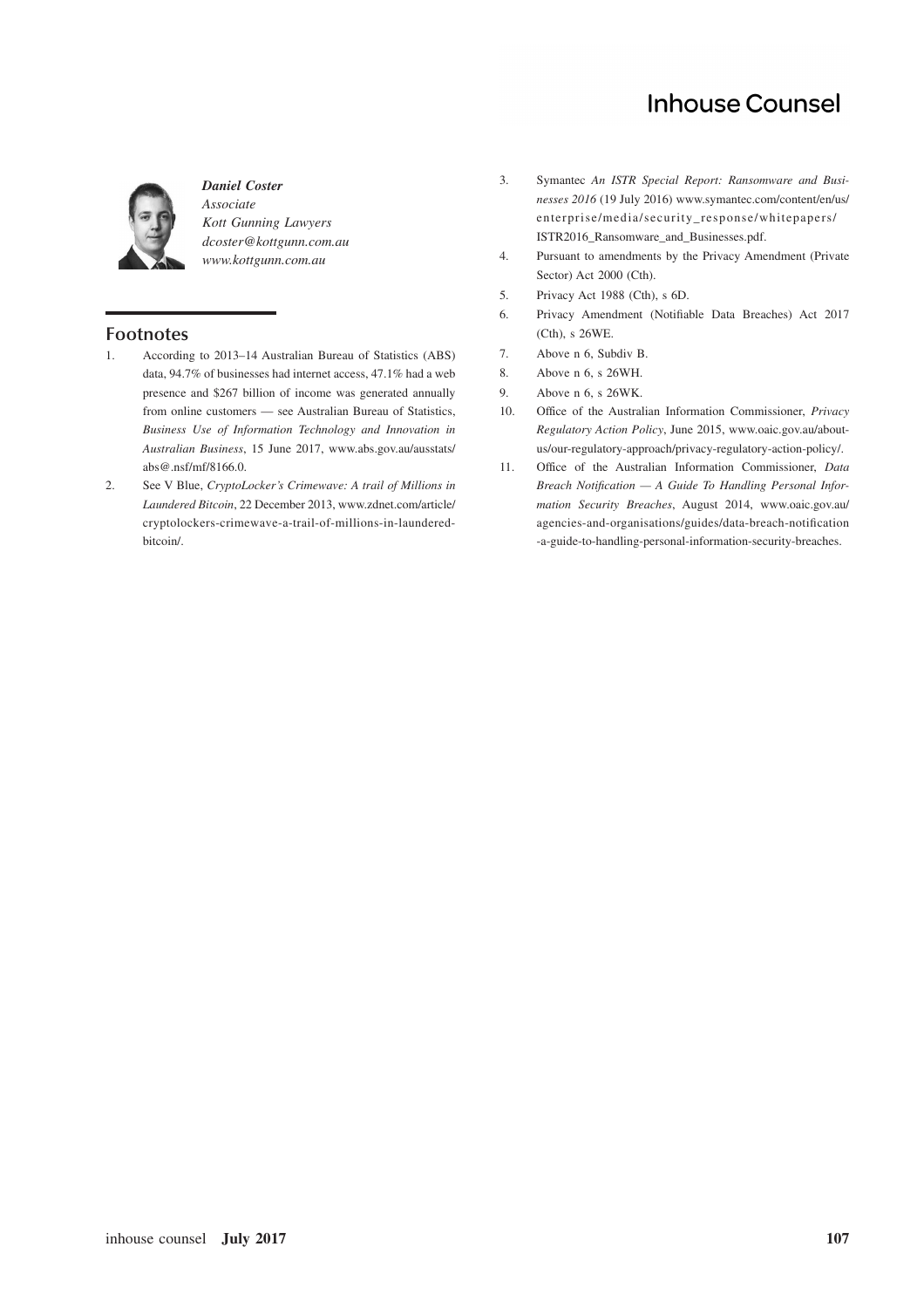*Daniel Coster*
*Associate*
*Kott Gunning Lawyers*
*dcoster@kottgunn.com.au*
*www.kottgunn.com.au*

## Footnotes

1. According to 2013–14 Australian Bureau of Statistics (ABS) data, 94.7% of businesses had internet access, 47.1% had a web presence and $267 billion of income was generated annually from online customers — see Australian Bureau of Statistics, *Business Use of Information Technology and Innovation in Australian Business*, 15 June 2017, www.abs.gov.au/ausstats/abs@.nsf/mf/8166.0.
2. See V Blue, *CryptoLocker's Crimewave: A trail of Millions in Laundered Bitcoin*, 22 December 2013, www.zdnet.com/article/cryptolockers-crimewave-a-trail-of-millions-in-laundered-bitcoin/.
3. Symantec *An ISTR Special Report: Ransomware and Businesses 2016* (19 July 2016) www.symantec.com/content/en/us/enterprise/media/security_response/whitepapers/ISTR2016_Ransomware_and_Businesses.pdf.
4. Pursuant to amendments by the Privacy Amendment (Private Sector) Act 2000 (Cth).
5. Privacy Act 1988 (Cth), s 6D.
6. Privacy Amendment (Notifiable Data Breaches) Act 2017 (Cth), s 26WE.
7. Above n 6, Subdiv B.
8. Above n 6, s 26WH.
9. Above n 6, s 26WK.
10. Office of the Australian Information Commissioner, *Privacy Regulatory Action Policy*, June 2015, www.oaic.gov.au/about-us/our-regulatory-approach/privacy-regulatory-action-policy/.
11. Office of the Australian Information Commissioner, *Data Breach Notification — A Guide To Handling Personal Information Security Breaches*, August 2014, www.oaic.gov.au/agencies-and-organisations/guides/data-breach-notification-a-guide-to-handling-personal-information-security-breaches.